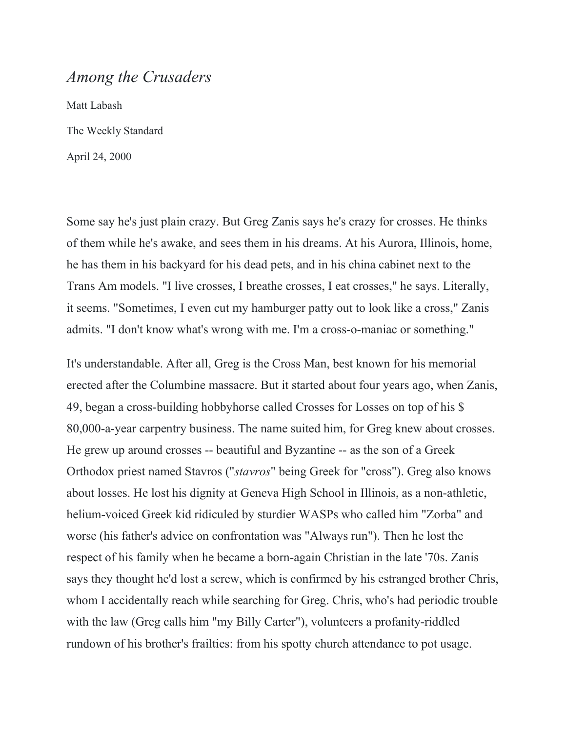# *Among the Crusaders*

Matt Labash

The Weekly Standard

April 24, 2000

Some say he's just plain crazy. But Greg Zanis says he's crazy for crosses. He thinks of them while he's awake, and sees them in his dreams. At his Aurora, Illinois, home, he has them in his backyard for his dead pets, and in his china cabinet next to the Trans Am models. "I live crosses, I breathe crosses, I eat crosses," he says. Literally, it seems. "Sometimes, I even cut my hamburger patty out to look like a cross," Zanis admits. "I don't know what's wrong with me. I'm a cross-o-maniac or something."

It's understandable. After all, Greg is the Cross Man, best known for his memorial erected after the Columbine massacre. But it started about four years ago, when Zanis, 49, began a cross-building hobbyhorse called Crosses for Losses on top of his $ 80,000-a-year carpentry business. The name suited him, for Greg knew about crosses. He grew up around crosses -- beautiful and Byzantine -- as the son of a Greek Orthodox priest named Stavros ("*stavros*" being Greek for "cross"). Greg also knows about losses. He lost his dignity at Geneva High School in Illinois, as a non-athletic, helium-voiced Greek kid ridiculed by sturdier WASPs who called him "Zorba" and worse (his father's advice on confrontation was "Always run"). Then he lost the respect of his family when he became a born-again Christian in the late '70s. Zanis says they thought he'd lost a screw, which is confirmed by his estranged brother Chris, whom I accidentally reach while searching for Greg. Chris, who's had periodic trouble with the law (Greg calls him "my Billy Carter"), volunteers a profanity-riddled rundown of his brother's frailties: from his spotty church attendance to pot usage.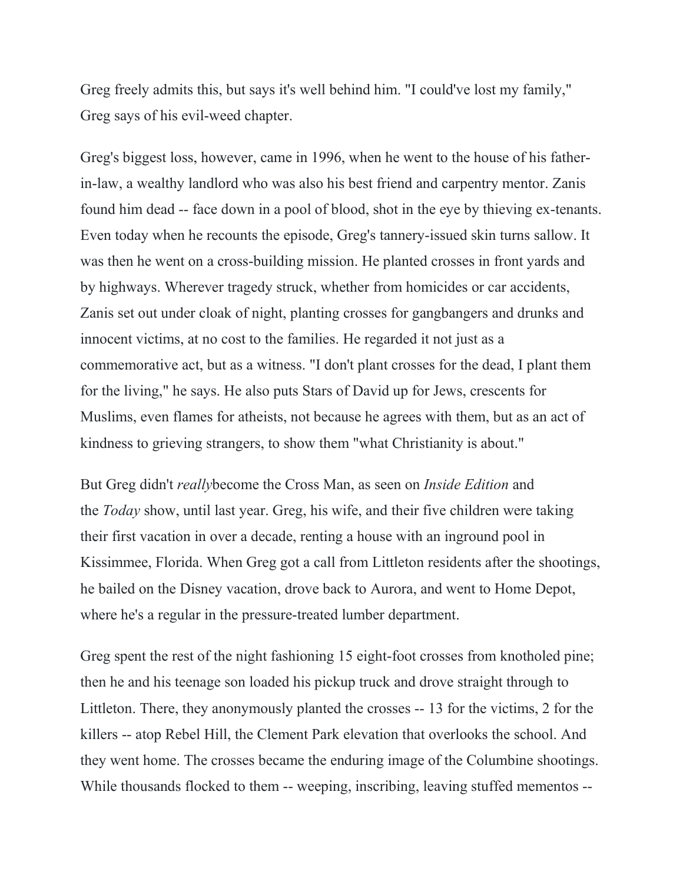Greg freely admits this, but says it's well behind him. "I could've lost my family," Greg says of his evil-weed chapter.

Greg's biggest loss, however, came in 1996, when he went to the house of his father-in-law, a wealthy landlord who was also his best friend and carpentry mentor. Zanis found him dead -- face down in a pool of blood, shot in the eye by thieving ex-tenants. Even today when he recounts the episode, Greg's tannery-issued skin turns sallow. It was then he went on a cross-building mission. He planted crosses in front yards and by highways. Wherever tragedy struck, whether from homicides or car accidents, Zanis set out under cloak of night, planting crosses for gangbangers and drunks and innocent victims, at no cost to the families. He regarded it not just as a commemorative act, but as a witness. "I don't plant crosses for the dead, I plant them for the living," he says. He also puts Stars of David up for Jews, crescents for Muslims, even flames for atheists, not because he agrees with them, but as an act of kindness to grieving strangers, to show them "what Christianity is about."

But Greg didn't *really*become the Cross Man, as seen on *Inside Edition* and the *Today* show, until last year. Greg, his wife, and their five children were taking their first vacation in over a decade, renting a house with an inground pool in Kissimmee, Florida. When Greg got a call from Littleton residents after the shootings, he bailed on the Disney vacation, drove back to Aurora, and went to Home Depot, where he's a regular in the pressure-treated lumber department.

Greg spent the rest of the night fashioning 15 eight-foot crosses from knotholed pine; then he and his teenage son loaded his pickup truck and drove straight through to Littleton. There, they anonymously planted the crosses -- 13 for the victims, 2 for the killers -- atop Rebel Hill, the Clement Park elevation that overlooks the school. And they went home. The crosses became the enduring image of the Columbine shootings. While thousands flocked to them -- weeping, inscribing, leaving stuffed mementos --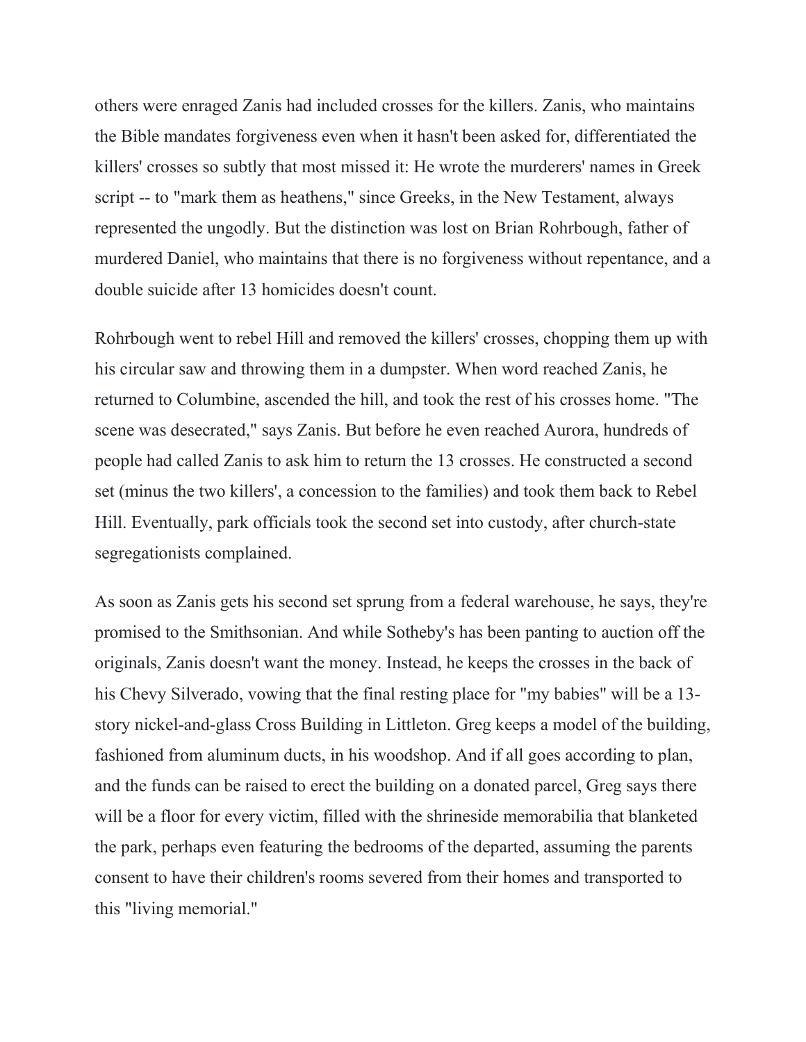others were enraged Zanis had included crosses for the killers. Zanis, who maintains the Bible mandates forgiveness even when it hasn't been asked for, differentiated the killers' crosses so subtly that most missed it: He wrote the murderers' names in Greek script -- to "mark them as heathens," since Greeks, in the New Testament, always represented the ungodly. But the distinction was lost on Brian Rohrbough, father of murdered Daniel, who maintains that there is no forgiveness without repentance, and a double suicide after 13 homicides doesn't count.

Rohrbough went to rebel Hill and removed the killers' crosses, chopping them up with his circular saw and throwing them in a dumpster. When word reached Zanis, he returned to Columbine, ascended the hill, and took the rest of his crosses home. "The scene was desecrated," says Zanis. But before he even reached Aurora, hundreds of people had called Zanis to ask him to return the 13 crosses. He constructed a second set (minus the two killers', a concession to the families) and took them back to Rebel Hill. Eventually, park officials took the second set into custody, after church-state segregationists complained.

As soon as Zanis gets his second set sprung from a federal warehouse, he says, they're promised to the Smithsonian. And while Sotheby's has been panting to auction off the originals, Zanis doesn't want the money. Instead, he keeps the crosses in the back of his Chevy Silverado, vowing that the final resting place for "my babies" will be a 13-story nickel-and-glass Cross Building in Littleton. Greg keeps a model of the building, fashioned from aluminum ducts, in his woodshop. And if all goes according to plan, and the funds can be raised to erect the building on a donated parcel, Greg says there will be a floor for every victim, filled with the shrineside memorabilia that blanketed the park, perhaps even featuring the bedrooms of the departed, assuming the parents consent to have their children's rooms severed from their homes and transported to this "living memorial."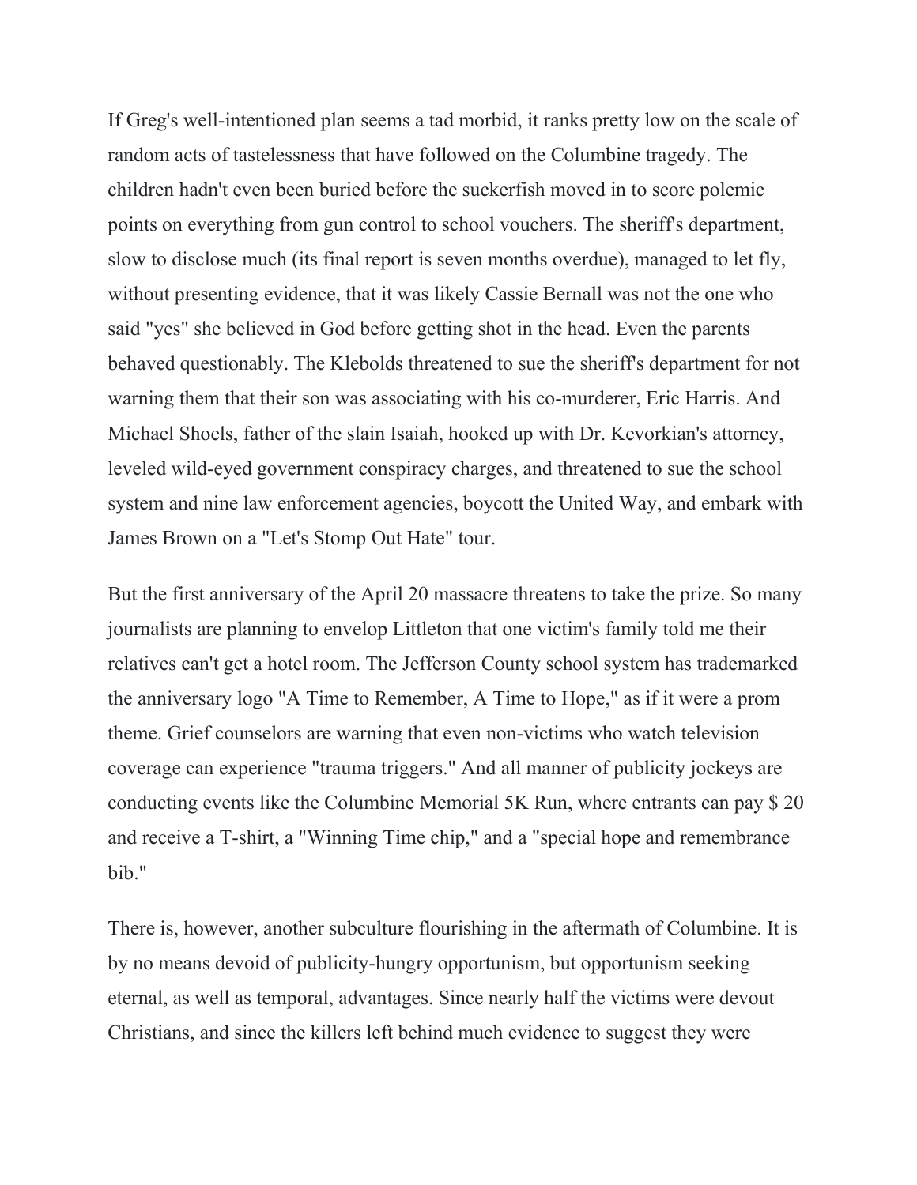If Greg's well-intentioned plan seems a tad morbid, it ranks pretty low on the scale of random acts of tastelessness that have followed on the Columbine tragedy. The children hadn't even been buried before the suckerfish moved in to score polemic points on everything from gun control to school vouchers. The sheriff's department, slow to disclose much (its final report is seven months overdue), managed to let fly, without presenting evidence, that it was likely Cassie Bernall was not the one who said "yes" she believed in God before getting shot in the head. Even the parents behaved questionably. The Klebolds threatened to sue the sheriff's department for not warning them that their son was associating with his co-murderer, Eric Harris. And Michael Shoels, father of the slain Isaiah, hooked up with Dr. Kevorkian's attorney, leveled wild-eyed government conspiracy charges, and threatened to sue the school system and nine law enforcement agencies, boycott the United Way, and embark with James Brown on a "Let's Stomp Out Hate" tour.

But the first anniversary of the April 20 massacre threatens to take the prize. So many journalists are planning to envelop Littleton that one victim's family told me their relatives can't get a hotel room. The Jefferson County school system has trademarked the anniversary logo "A Time to Remember, A Time to Hope," as if it were a prom theme. Grief counselors are warning that even non-victims who watch television coverage can experience "trauma triggers." And all manner of publicity jockeys are conducting events like the Columbine Memorial 5K Run, where entrants can pay $ 20 and receive a T-shirt, a "Winning Time chip," and a "special hope and remembrance bib."

There is, however, another subculture flourishing in the aftermath of Columbine. It is by no means devoid of publicity-hungry opportunism, but opportunism seeking eternal, as well as temporal, advantages. Since nearly half the victims were devout Christians, and since the killers left behind much evidence to suggest they were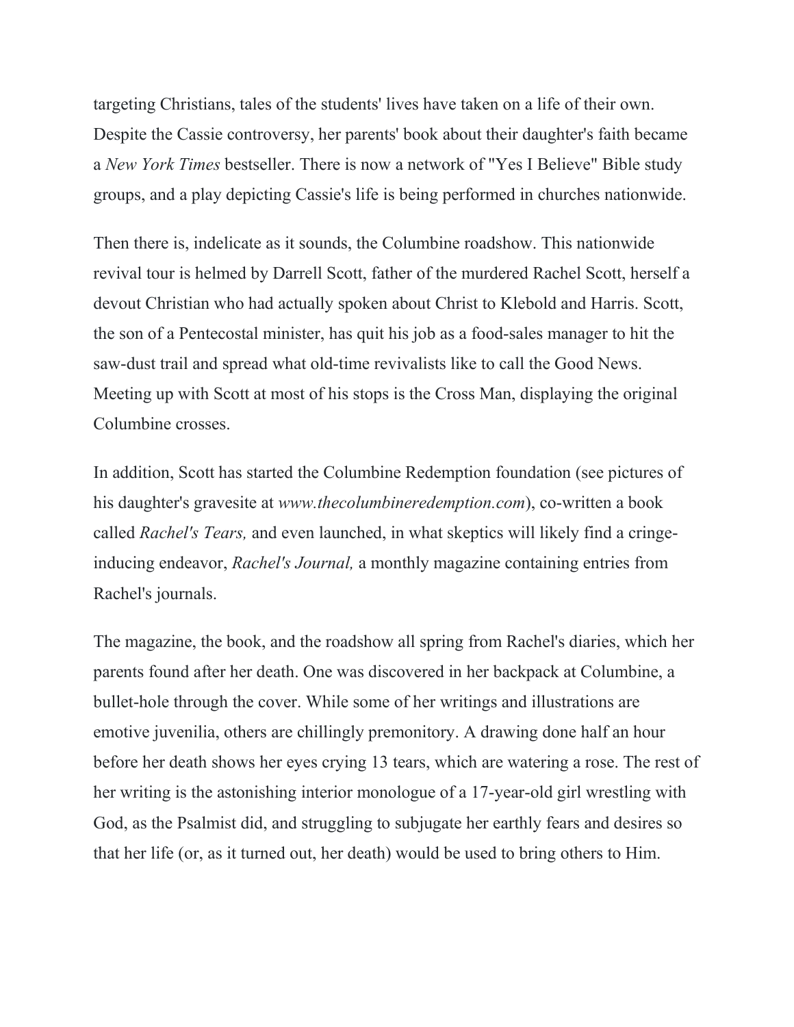targeting Christians, tales of the students' lives have taken on a life of their own. Despite the Cassie controversy, her parents' book about their daughter's faith became a *New York Times* bestseller. There is now a network of "Yes I Believe" Bible study groups, and a play depicting Cassie's life is being performed in churches nationwide.

Then there is, indelicate as it sounds, the Columbine roadshow. This nationwide revival tour is helmed by Darrell Scott, father of the murdered Rachel Scott, herself a devout Christian who had actually spoken about Christ to Klebold and Harris. Scott, the son of a Pentecostal minister, has quit his job as a food-sales manager to hit the saw-dust trail and spread what old-time revivalists like to call the Good News. Meeting up with Scott at most of his stops is the Cross Man, displaying the original Columbine crosses.

In addition, Scott has started the Columbine Redemption foundation (see pictures of his daughter's gravesite at *www.thecolumbineredemption.com*), co-written a book called *Rachel's Tears,* and even launched, in what skeptics will likely find a cringe-inducing endeavor, *Rachel's Journal,* a monthly magazine containing entries from Rachel's journals.

The magazine, the book, and the roadshow all spring from Rachel's diaries, which her parents found after her death. One was discovered in her backpack at Columbine, a bullet-hole through the cover. While some of her writings and illustrations are emotive juvenilia, others are chillingly premonitory. A drawing done half an hour before her death shows her eyes crying 13 tears, which are watering a rose. The rest of her writing is the astonishing interior monologue of a 17-year-old girl wrestling with God, as the Psalmist did, and struggling to subjugate her earthly fears and desires so that her life (or, as it turned out, her death) would be used to bring others to Him.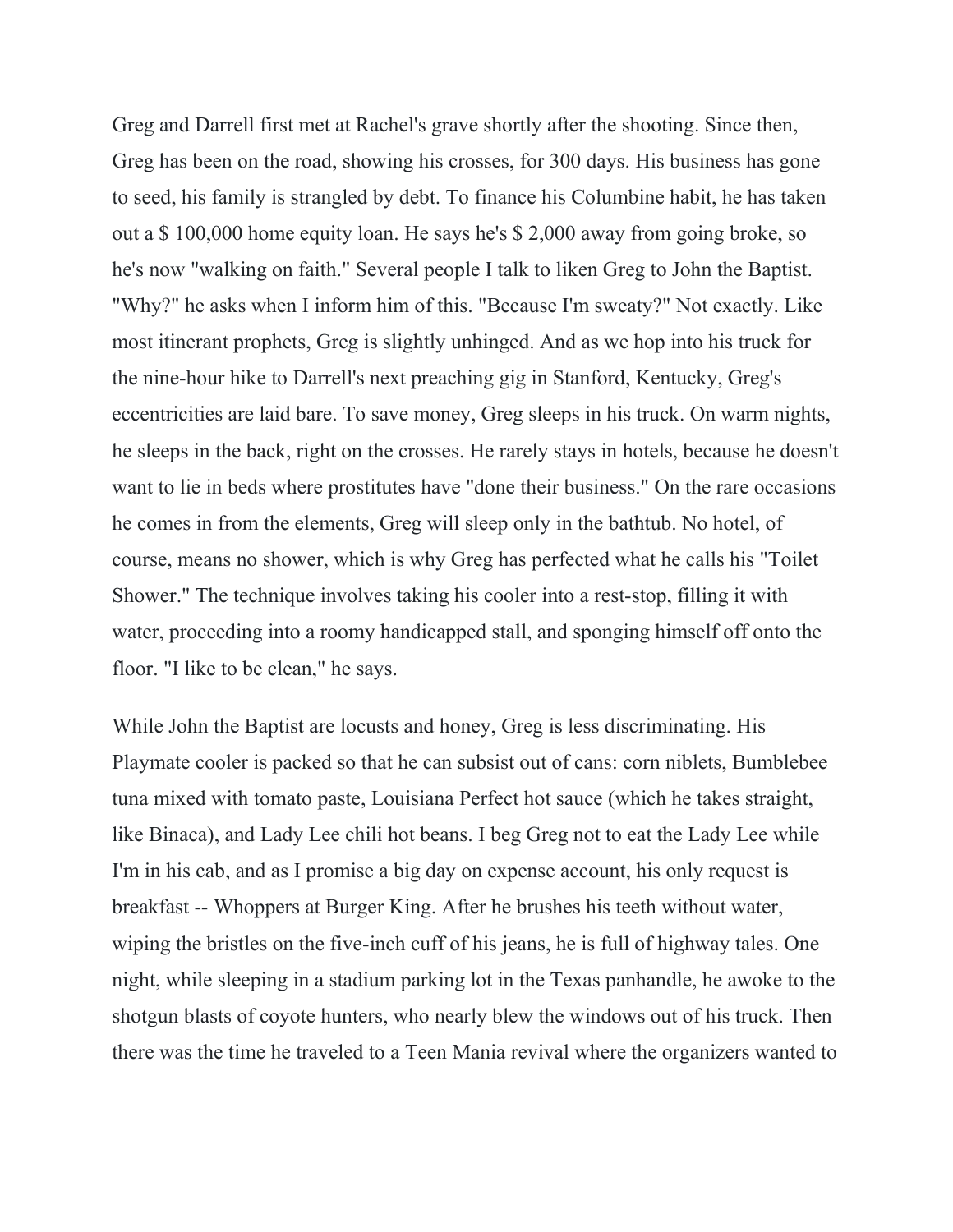Greg and Darrell first met at Rachel's grave shortly after the shooting. Since then, Greg has been on the road, showing his crosses, for 300 days. His business has gone to seed, his family is strangled by debt. To finance his Columbine habit, he has taken out a $ 100,000 home equity loan. He says he's $ 2,000 away from going broke, so he's now "walking on faith." Several people I talk to liken Greg to John the Baptist. "Why?" he asks when I inform him of this. "Because I'm sweaty?" Not exactly. Like most itinerant prophets, Greg is slightly unhinged. And as we hop into his truck for the nine-hour hike to Darrell's next preaching gig in Stanford, Kentucky, Greg's eccentricities are laid bare. To save money, Greg sleeps in his truck. On warm nights, he sleeps in the back, right on the crosses. He rarely stays in hotels, because he doesn't want to lie in beds where prostitutes have "done their business." On the rare occasions he comes in from the elements, Greg will sleep only in the bathtub. No hotel, of course, means no shower, which is why Greg has perfected what he calls his "Toilet Shower." The technique involves taking his cooler into a rest-stop, filling it with water, proceeding into a roomy handicapped stall, and sponging himself off onto the floor. "I like to be clean," he says.

While John the Baptist are locusts and honey, Greg is less discriminating. His Playmate cooler is packed so that he can subsist out of cans: corn niblets, Bumblebee tuna mixed with tomato paste, Louisiana Perfect hot sauce (which he takes straight, like Binaca), and Lady Lee chili hot beans. I beg Greg not to eat the Lady Lee while I'm in his cab, and as I promise a big day on expense account, his only request is breakfast -- Whoppers at Burger King. After he brushes his teeth without water, wiping the bristles on the five-inch cuff of his jeans, he is full of highway tales. One night, while sleeping in a stadium parking lot in the Texas panhandle, he awoke to the shotgun blasts of coyote hunters, who nearly blew the windows out of his truck. Then there was the time he traveled to a Teen Mania revival where the organizers wanted to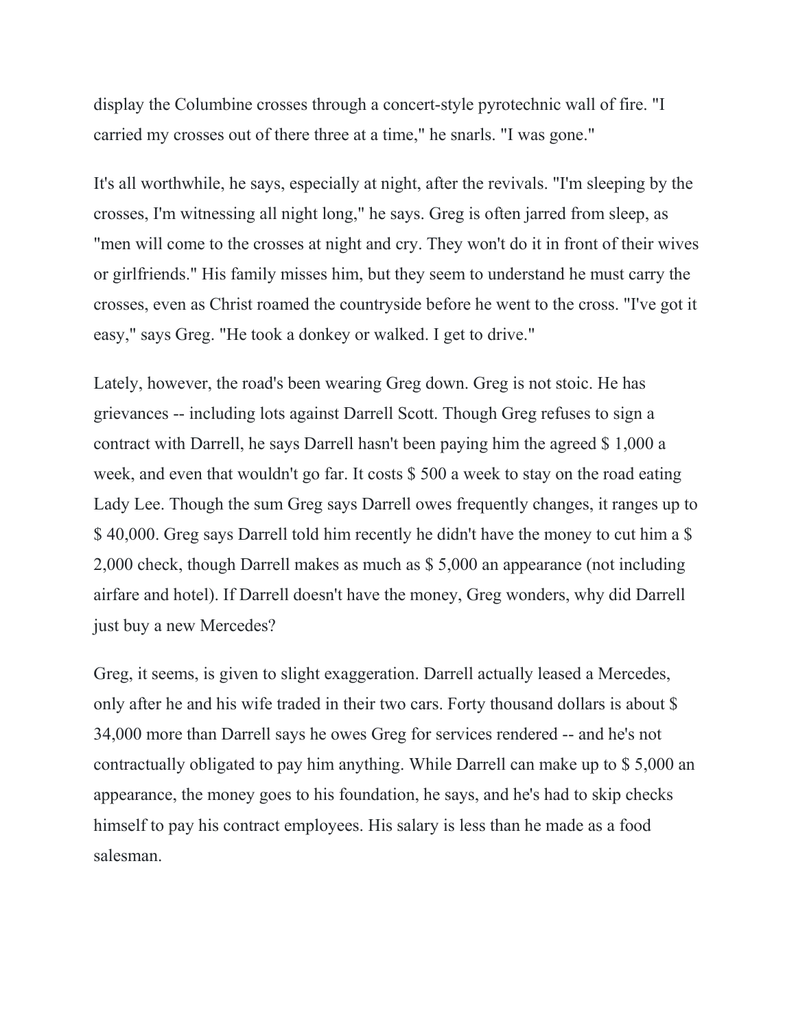display the Columbine crosses through a concert-style pyrotechnic wall of fire. "I carried my crosses out of there three at a time," he snarls. "I was gone."

It's all worthwhile, he says, especially at night, after the revivals. "I'm sleeping by the crosses, I'm witnessing all night long," he says. Greg is often jarred from sleep, as "men will come to the crosses at night and cry. They won't do it in front of their wives or girlfriends." His family misses him, but they seem to understand he must carry the crosses, even as Christ roamed the countryside before he went to the cross. "I've got it easy," says Greg. "He took a donkey or walked. I get to drive."

Lately, however, the road's been wearing Greg down. Greg is not stoic. He has grievances -- including lots against Darrell Scott. Though Greg refuses to sign a contract with Darrell, he says Darrell hasn't been paying him the agreed $ 1,000 a week, and even that wouldn't go far. It costs $ 500 a week to stay on the road eating Lady Lee. Though the sum Greg says Darrell owes frequently changes, it ranges up to $ 40,000. Greg says Darrell told him recently he didn't have the money to cut him a $ 2,000 check, though Darrell makes as much as $ 5,000 an appearance (not including airfare and hotel). If Darrell doesn't have the money, Greg wonders, why did Darrell just buy a new Mercedes?

Greg, it seems, is given to slight exaggeration. Darrell actually leased a Mercedes, only after he and his wife traded in their two cars. Forty thousand dollars is about $ 34,000 more than Darrell says he owes Greg for services rendered -- and he's not contractually obligated to pay him anything. While Darrell can make up to $ 5,000 an appearance, the money goes to his foundation, he says, and he's had to skip checks himself to pay his contract employees. His salary is less than he made as a food salesman.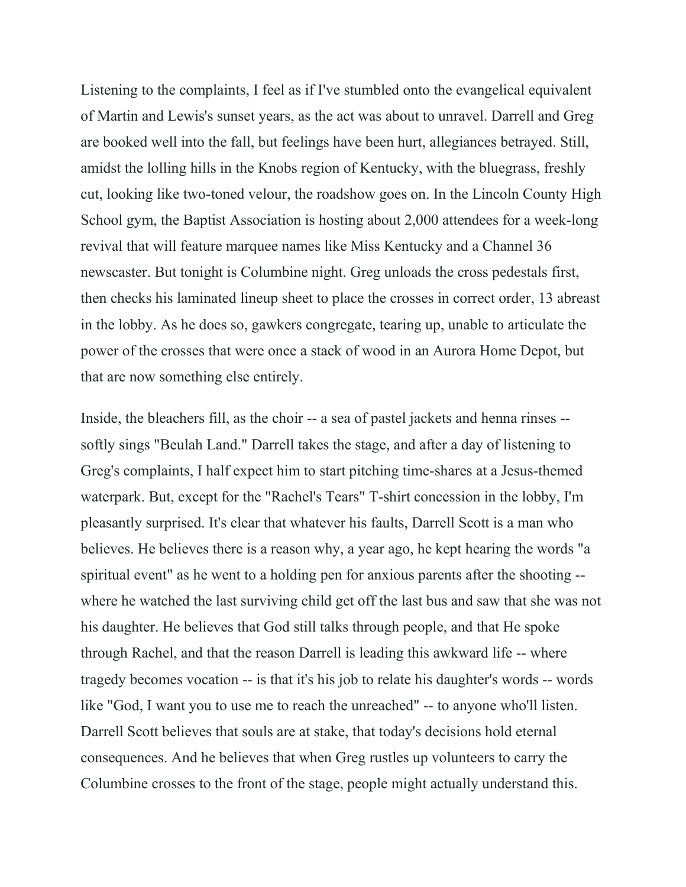Listening to the complaints, I feel as if I've stumbled onto the evangelical equivalent of Martin and Lewis's sunset years, as the act was about to unravel. Darrell and Greg are booked well into the fall, but feelings have been hurt, allegiances betrayed. Still, amidst the lolling hills in the Knobs region of Kentucky, with the bluegrass, freshly cut, looking like two-toned velour, the roadshow goes on. In the Lincoln County High School gym, the Baptist Association is hosting about 2,000 attendees for a week-long revival that will feature marquee names like Miss Kentucky and a Channel 36 newscaster. But tonight is Columbine night. Greg unloads the cross pedestals first, then checks his laminated lineup sheet to place the crosses in correct order, 13 abreast in the lobby. As he does so, gawkers congregate, tearing up, unable to articulate the power of the crosses that were once a stack of wood in an Aurora Home Depot, but that are now something else entirely.

Inside, the bleachers fill, as the choir -- a sea of pastel jackets and henna rinses -- softly sings "Beulah Land." Darrell takes the stage, and after a day of listening to Greg's complaints, I half expect him to start pitching time-shares at a Jesus-themed waterpark. But, except for the "Rachel's Tears" T-shirt concession in the lobby, I'm pleasantly surprised. It's clear that whatever his faults, Darrell Scott is a man who believes. He believes there is a reason why, a year ago, he kept hearing the words "a spiritual event" as he went to a holding pen for anxious parents after the shooting -- where he watched the last surviving child get off the last bus and saw that she was not his daughter. He believes that God still talks through people, and that He spoke through Rachel, and that the reason Darrell is leading this awkward life -- where tragedy becomes vocation -- is that it's his job to relate his daughter's words -- words like "God, I want you to use me to reach the unreached" -- to anyone who'll listen. Darrell Scott believes that souls are at stake, that today's decisions hold eternal consequences. And he believes that when Greg rustles up volunteers to carry the Columbine crosses to the front of the stage, people might actually understand this.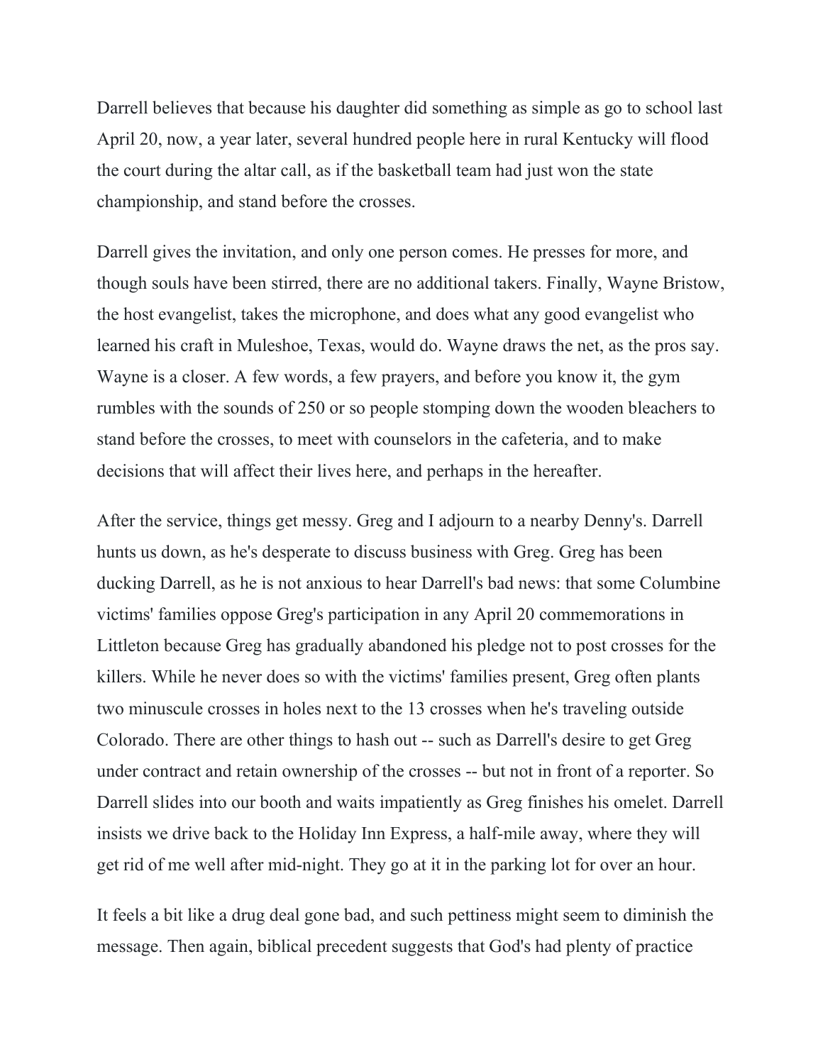Darrell believes that because his daughter did something as simple as go to school last April 20, now, a year later, several hundred people here in rural Kentucky will flood the court during the altar call, as if the basketball team had just won the state championship, and stand before the crosses.

Darrell gives the invitation, and only one person comes. He presses for more, and though souls have been stirred, there are no additional takers. Finally, Wayne Bristow, the host evangelist, takes the microphone, and does what any good evangelist who learned his craft in Muleshoe, Texas, would do. Wayne draws the net, as the pros say. Wayne is a closer. A few words, a few prayers, and before you know it, the gym rumbles with the sounds of 250 or so people stomping down the wooden bleachers to stand before the crosses, to meet with counselors in the cafeteria, and to make decisions that will affect their lives here, and perhaps in the hereafter.

After the service, things get messy. Greg and I adjourn to a nearby Denny's. Darrell hunts us down, as he's desperate to discuss business with Greg. Greg has been ducking Darrell, as he is not anxious to hear Darrell's bad news: that some Columbine victims' families oppose Greg's participation in any April 20 commemorations in Littleton because Greg has gradually abandoned his pledge not to post crosses for the killers. While he never does so with the victims' families present, Greg often plants two minuscule crosses in holes next to the 13 crosses when he's traveling outside Colorado. There are other things to hash out -- such as Darrell's desire to get Greg under contract and retain ownership of the crosses -- but not in front of a reporter. So Darrell slides into our booth and waits impatiently as Greg finishes his omelet. Darrell insists we drive back to the Holiday Inn Express, a half-mile away, where they will get rid of me well after mid-night. They go at it in the parking lot for over an hour.

It feels a bit like a drug deal gone bad, and such pettiness might seem to diminish the message. Then again, biblical precedent suggests that God's had plenty of practice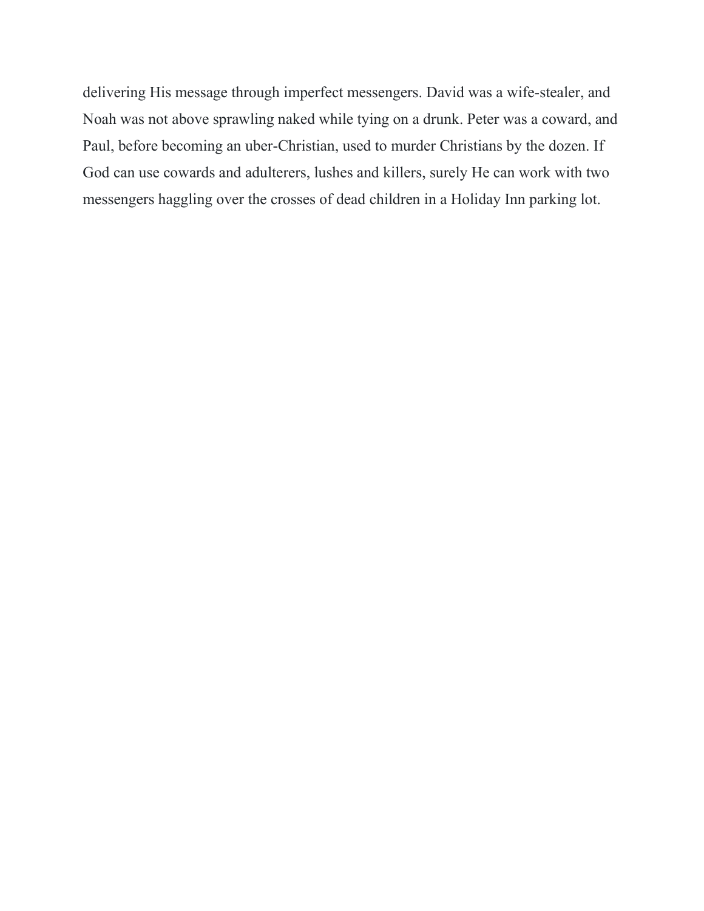delivering His message through imperfect messengers. David was a wife-stealer, and Noah was not above sprawling naked while tying on a drunk. Peter was a coward, and Paul, before becoming an uber-Christian, used to murder Christians by the dozen. If God can use cowards and adulterers, lushes and killers, surely He can work with two messengers haggling over the crosses of dead children in a Holiday Inn parking lot.